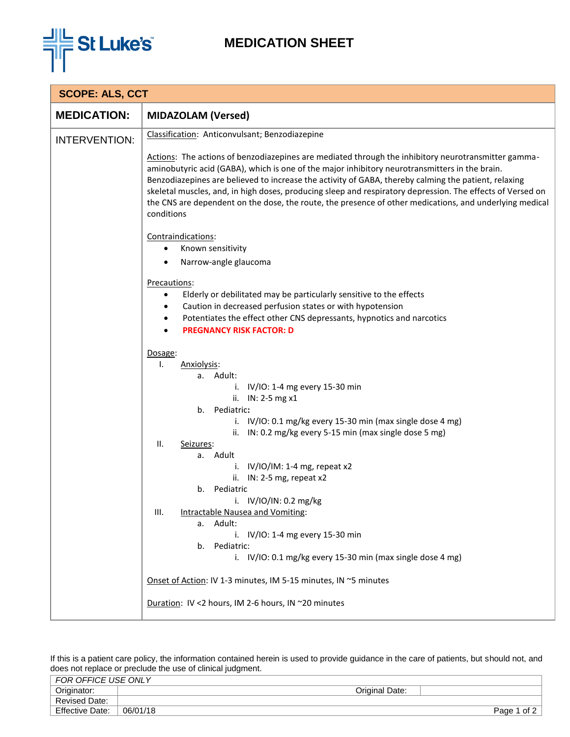# MEDICATION SHEET

**SCOPE: ALS, CCT**

## MEDICATION: MIDAZOLAM (Versed)

### INTERVENTION:

Classification: Anticonvulsant; Benzodiazepine

Actions: The actions of benzodiazepines are mediated through the inhibitory neurotransmitter gamma-aminobutyric acid (GABA), which is one of the major inhibitory neurotransmitters in the brain. Benzodiazepines are believed to increase the activity of GABA, thereby calming the patient, relaxing skeletal muscles, and, in high doses, producing sleep and respiratory depression. The effects of Versed on the CNS are dependent on the dose, the route, the presence of other medications, and underlying medical conditions

Contraindications:

- Known sensitivity
- Narrow-angle glaucoma

Precautions:

- Elderly or debilitated may be particularly sensitive to the effects
- Caution in decreased perfusion states or with hypotension
- Potentiates the effect other CNS depressants, hypnotics and narcotics
- **PREGNANCY RISK FACTOR: D**

Dosage:

I. Anxiolysis:
   - a. Adult:
     - i. IV/IO: 1-4 mg every 15-30 min
     - ii. IN: 2-5 mg x1
   - b. Pediatric:
     - i. IV/IO: 0.1 mg/kg every 15-30 min (max single dose 4 mg)
     - ii. IN: 0.2 mg/kg every 5-15 min (max single dose 5 mg)

II. Seizures:
   - a. Adult
     - i. IV/IO/IM: 1-4 mg, repeat x2
     - ii. IN: 2-5 mg, repeat x2
   - b. Pediatric
     - i. IV/IO/IN: 0.2 mg/kg

III. Intractable Nausea and Vomiting:
   - a. Adult:
     - i. IV/IO: 1-4 mg every 15-30 min
   - b. Pediatric:
     - i. IV/IO: 0.1 mg/kg every 15-30 min (max single dose 4 mg)

Onset of Action: IV 1-3 minutes, IM 5-15 minutes, IN ~5 minutes

Duration: IV <2 hours, IM 2-6 hours, IN ~20 minutes

If this is a patient care policy, the information contained herein is used to provide guidance in the care of patients, but should not, and does not replace or preclude the use of clinical judgment.

| *FOR OFFICE USE ONLY* | | | |
|---|---|---|---|
| Originator: | | Original Date: | |
| Revised Date: | | | |
| Effective Date: | 06/01/18 | | |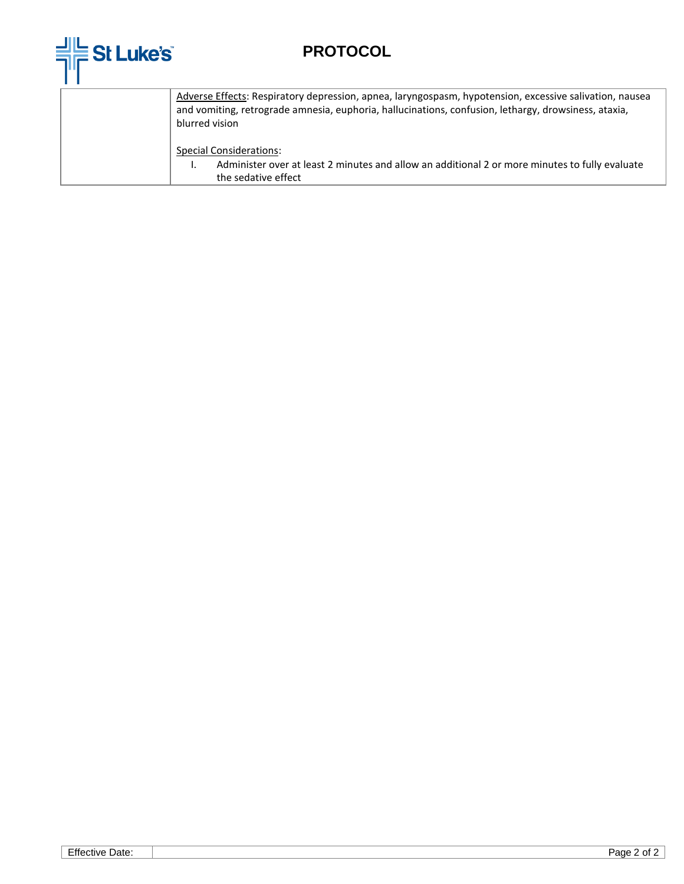| | |
|---|---|
| | Adverse Effects: Respiratory depression, apnea, laryngospasm, hypotension, excessive salivation, nausea and vomiting, retrograde amnesia, euphoria, hallucinations, confusion, lethargy, drowsiness, ataxia, blurred vision<br><br>Special Considerations:<br>I. Administer over at least 2 minutes and allow an additional 2 or more minutes to fully evaluate the sedative effect |